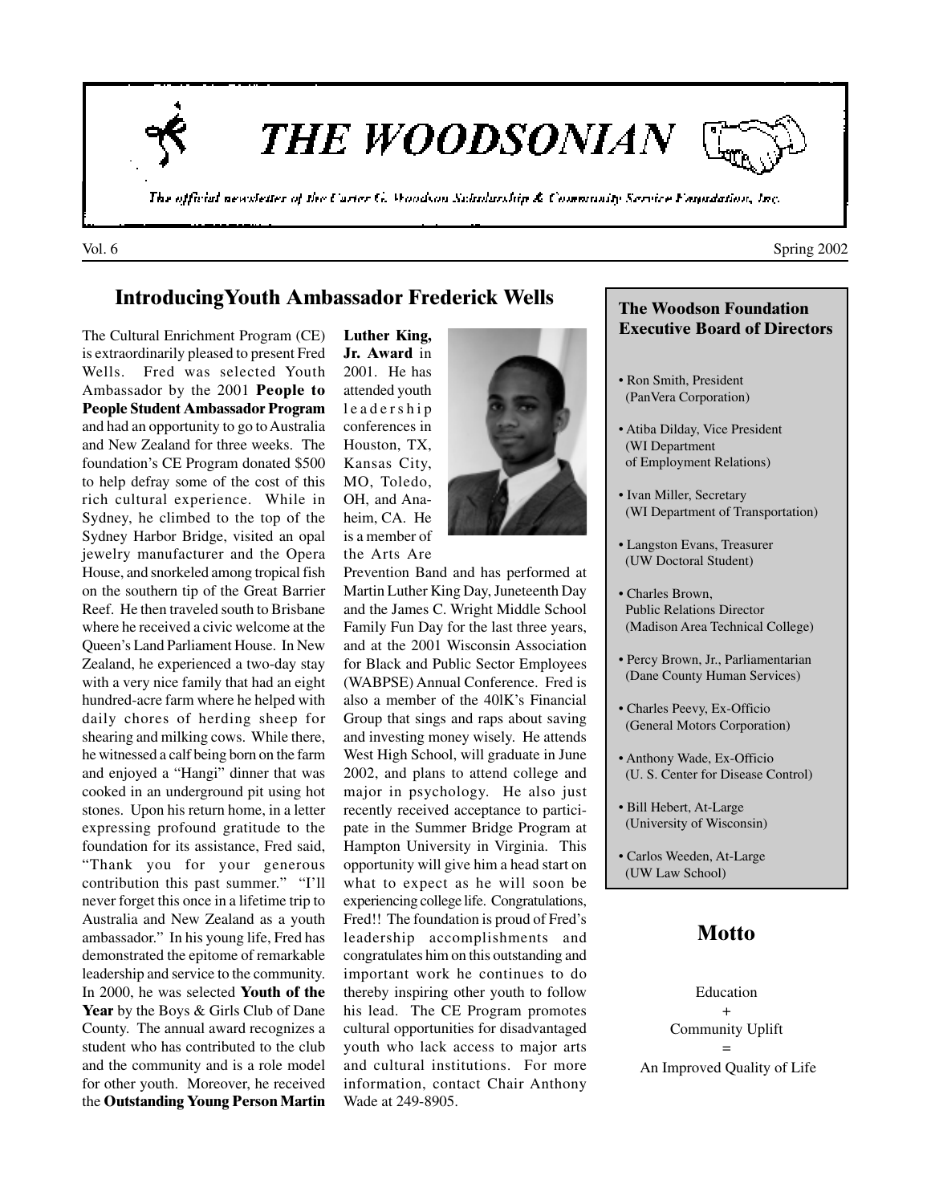# THE WOODSONIAN

The official newsletter of the Carter G. Woodson Scholarship & Community Service Foundation, Inc.

Vol. 6 Spring 2002

## IntroducingYouth Ambassador Frederick Wells

The Cultural Enrichment Program (CE) is extraordinarily pleased to present Fred Wells. Fred was selected Youth Ambassador by the 2001 **People to People Student Ambassador Program** and had an opportunity to go to Australia and New Zealand for three weeks. The foundation's CE Program donated $500 to help defray some of the cost of this rich cultural experience. While in Sydney, he climbed to the top of the Sydney Harbor Bridge, visited an opal jewelry manufacturer and the Opera House, and snorkeled among tropical fish on the southern tip of the Great Barrier Reef. He then traveled south to Brisbane where he received a civic welcome at the Queen's Land Parliament House. In New Zealand, he experienced a two-day stay with a very nice family that had an eight hundred-acre farm where he helped with daily chores of herding sheep for shearing and milking cows. While there, he witnessed a calf being born on the farm and enjoyed a "Hangi" dinner that was cooked in an underground pit using hot stones. Upon his return home, in a letter expressing profound gratitude to the foundation for its assistance, Fred said, "Thank you for your generous contribution this past summer." "I'll never forget this once in a lifetime trip to Australia and New Zealand as a youth ambassador." In his young life, Fred has demonstrated the epitome of remarkable leadership and service to the community. In 2000, he was selected **Youth of the Year** by the Boys & Girls Club of Dane County. The annual award recognizes a student who has contributed to the club and the community and is a role model for other youth. Moreover, he received the **Outstanding Young Person Martin Luther King, Jr. Award** in 2001. He has attended youth leadership conferences in Houston, TX, Kansas City, MO, Toledo, OH, and Anaheim, CA. He is a member of the Arts Are Prevention Band and has performed at Martin Luther King Day, Juneteenth Day and the James C. Wright Middle School Family Fun Day for the last three years, and at the 2001 Wisconsin Association for Black and Public Sector Employees (WABPSE) Annual Conference. Fred is also a member of the 40lK's Financial Group that sings and raps about saving and investing money wisely. He attends West High School, will graduate in June 2002, and plans to attend college and major in psychology. He also just recently received acceptance to participate in the Summer Bridge Program at Hampton University in Virginia. This opportunity will give him a head start on what to expect as he will soon be experiencing college life. Congratulations, Fred!! The foundation is proud of Fred's leadership accomplishments and congratulates him on this outstanding and important work he continues to do thereby inspiring other youth to follow his lead. The CE Program promotes cultural opportunities for disadvantaged youth who lack access to major arts and cultural institutions. For more information, contact Chair Anthony Wade at 249-8905.

### The Woodson Foundation Executive Board of Directors

- Ron Smith, President (PanVera Corporation)
- Atiba Dilday, Vice President (WI Department of Employment Relations)
- Ivan Miller, Secretary (WI Department of Transportation)
- Langston Evans, Treasurer (UW Doctoral Student)
- Charles Brown, Public Relations Director (Madison Area Technical College)
- Percy Brown, Jr., Parliamentarian (Dane County Human Services)
- Charles Peevy, Ex-Officio (General Motors Corporation)
- Anthony Wade, Ex-Officio (U. S. Center for Disease Control)
- Bill Hebert, At-Large (University of Wisconsin)
- Carlos Weeden, At-Large (UW Law School)

## Motto

Education
+
Community Uplift
=
An Improved Quality of Life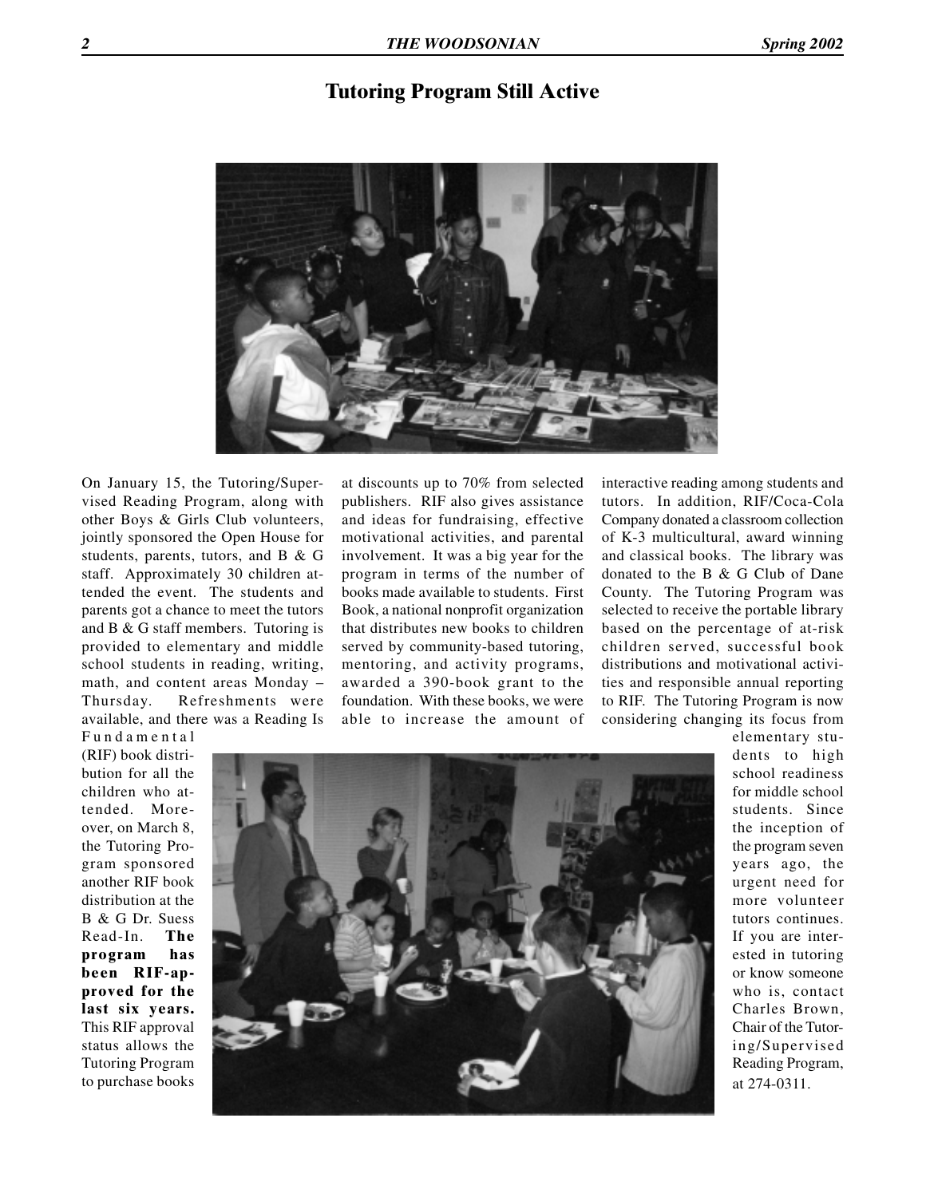# Tutoring Program Still Active

On January 15, the Tutoring/Supervised Reading Program, along with other Boys & Girls Club volunteers, jointly sponsored the Open House for students, parents, tutors, and B & G staff. Approximately 30 children attended the event. The students and parents got a chance to meet the tutors and B & G staff members. Tutoring is provided to elementary and middle school students in reading, writing, math, and content areas Monday – Thursday. Refreshments were available, and there was a Reading Is Fundamental (RIF) book distribution for all the children who attended. Moreover, on March 8, the Tutoring Program sponsored another RIF book distribution at the B & G Dr. Suess Read-In. **The program has been RIF-approved for the last six years.** This RIF approval status allows the Tutoring Program to purchase books at discounts up to 70% from selected publishers. RIF also gives assistance and ideas for fundraising, effective motivational activities, and parental involvement. It was a big year for the program in terms of the number of books made available to students. First Book, a national nonprofit organization that distributes new books to children served by community-based tutoring, mentoring, and activity programs, awarded a 390-book grant to the foundation. With these books, we were able to increase the amount of interactive reading among students and tutors. In addition, RIF/Coca-Cola Company donated a classroom collection of K-3 multicultural, award winning and classical books. The library was donated to the B & G Club of Dane County. The Tutoring Program was selected to receive the portable library based on the percentage of at-risk children served, successful book distributions and motivational activities and responsible annual reporting to RIF. The Tutoring Program is now considering changing its focus from elementary students to high school readiness for middle school students. Since the inception of the program seven years ago, the urgent need for more volunteer tutors continues. If you are interested in tutoring or know someone who is, contact Charles Brown, Chair of the Tutoring/Supervised Reading Program, at 274-0311.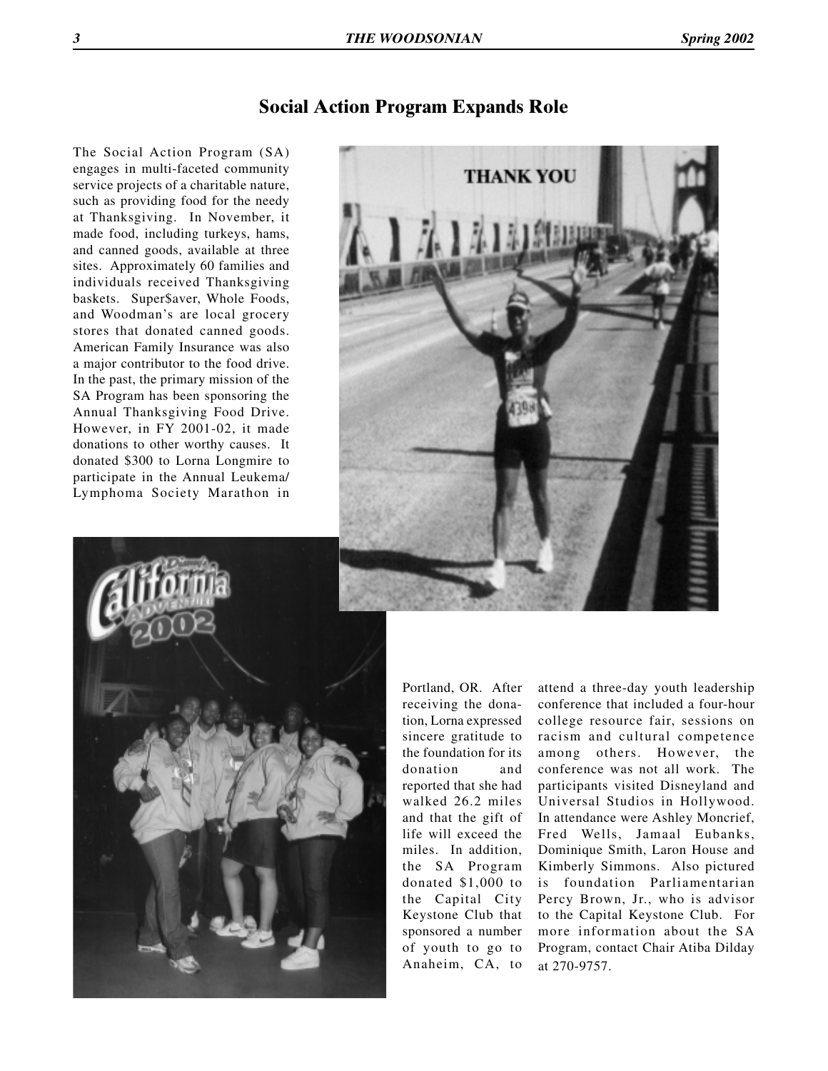## Social Action Program Expands Role

The Social Action Program (SA) engages in multi-faceted community service projects of a charitable nature, such as providing food for the needy at Thanksgiving. In November, it made food, including turkeys, hams, and canned goods, available at three sites. Approximately 60 families and individuals received Thanksgiving baskets. Super$aver, Whole Foods, and Woodman's are local grocery stores that donated canned goods. American Family Insurance was also a major contributor to the food drive. In the past, the primary mission of the SA Program has been sponsoring the Annual Thanksgiving Food Drive. However, in FY 2001-02, it made donations to other worthy causes. It donated $300 to Lorna Longmire to participate in the Annual Leukema/ Lymphoma Society Marathon in Portland, OR. After receiving the donation, Lorna expressed sincere gratitude to the foundation for its donation and reported that she had walked 26.2 miles and that the gift of life will exceed the miles. In addition, the SA Program donated $1,000 to the Capital City Keystone Club that sponsored a number of youth to go to Anaheim, CA, to attend a three-day youth leadership conference that included a four-hour college resource fair, sessions on racism and cultural competence among others. However, the conference was not all work. The participants visited Disneyland and Universal Studios in Hollywood. In attendance were Ashley Moncrief, Fred Wells, Jamaal Eubanks, Dominique Smith, Laron House and Kimberly Simmons. Also pictured is foundation Parliamentarian Percy Brown, Jr., who is advisor to the Capital Keystone Club. For more information about the SA Program, contact Chair Atiba Dilday at 270-9757.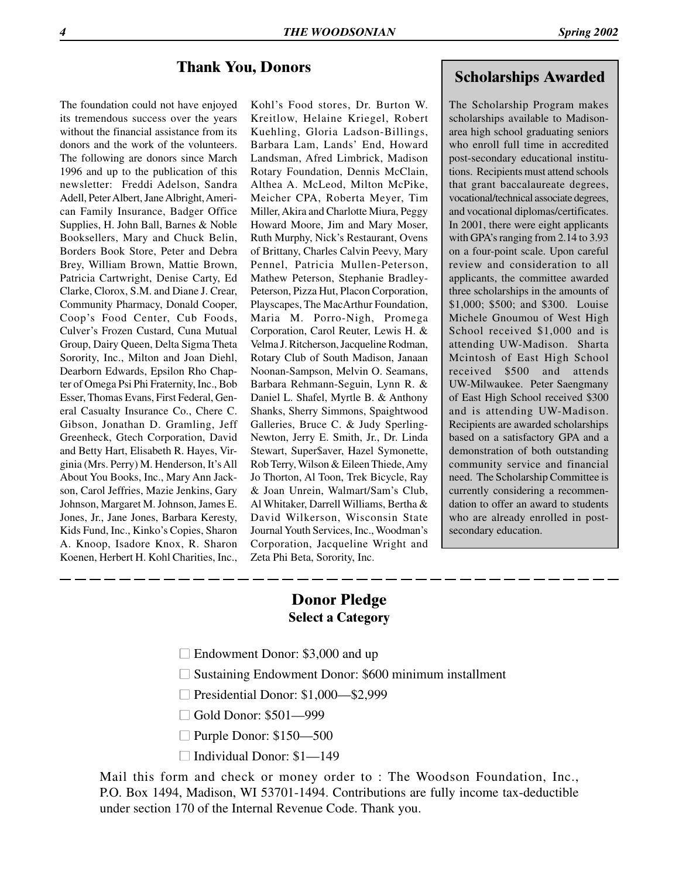## Thank You, Donors

The foundation could not have enjoyed its tremendous success over the years without the financial assistance from its donors and the work of the volunteers. The following are donors since March 1996 and up to the publication of this newsletter: Freddi Adelson, Sandra Adell, Peter Albert, Jane Albright, American Family Insurance, Badger Office Supplies, H. John Ball, Barnes & Noble Booksellers, Mary and Chuck Belin, Borders Book Store, Peter and Debra Brey, William Brown, Mattie Brown, Patricia Cartwright, Denise Carty, Ed Clarke, Clorox, S.M. and Diane J. Crear, Community Pharmacy, Donald Cooper, Coop's Food Center, Cub Foods, Culver's Frozen Custard, Cuna Mutual Group, Dairy Queen, Delta Sigma Theta Sorority, Inc., Milton and Joan Diehl, Dearborn Edwards, Epsilon Rho Chapter of Omega Psi Phi Fraternity, Inc., Bob Esser, Thomas Evans, First Federal, General Casualty Insurance Co., Chere C. Gibson, Jonathan D. Gramling, Jeff Greenheck, Gtech Corporation, David and Betty Hart, Elisabeth R. Hayes, Virginia (Mrs. Perry) M. Henderson, It's All About You Books, Inc., Mary Ann Jackson, Carol Jeffries, Mazie Jenkins, Gary Johnson, Margaret M. Johnson, James E. Jones, Jr., Jane Jones, Barbara Keresty, Kids Fund, Inc., Kinko's Copies, Sharon A. Knoop, Isadore Knox, R. Sharon Koenen, Herbert H. Kohl Charities, Inc., Kohl's Food stores, Dr. Burton W. Kreitlow, Helaine Kriegel, Robert Kuehling, Gloria Ladson-Billings, Barbara Lam, Lands' End, Howard Landsman, Afred Limbrick, Madison Rotary Foundation, Dennis McClain, Althea A. McLeod, Milton McPike, Meicher CPA, Roberta Meyer, Tim Miller, Akira and Charlotte Miura, Peggy Howard Moore, Jim and Mary Moser, Ruth Murphy, Nick's Restaurant, Ovens of Brittany, Charles Calvin Peevy, Mary Pennel, Patricia Mullen-Peterson, Mathew Peterson, Stephanie Bradley-Peterson, Pizza Hut, Placon Corporation, Playscapes, The MacArthur Foundation, Maria M. Porro-Nigh, Promega Corporation, Carol Reuter, Lewis H. & Velma J. Ritcherson, Jacqueline Rodman, Rotary Club of South Madison, Janaan Noonan-Sampson, Melvin O. Seamans, Barbara Rehmann-Seguin, Lynn R. & Daniel L. Shafel, Myrtle B. & Anthony Shanks, Sherry Simmons, Spaightwood Galleries, Bruce C. & Judy Sperling-Newton, Jerry E. Smith, Jr., Dr. Linda Stewart, Super$aver, Hazel Symonette, Rob Terry, Wilson & Eileen Thiede, Amy Jo Thorton, Al Toon, Trek Bicycle, Ray & Joan Unrein, Walmart/Sam's Club, Al Whitaker, Darrell Williams, Bertha & David Wilkerson, Wisconsin State Journal Youth Services, Inc., Woodman's Corporation, Jacqueline Wright and Zeta Phi Beta, Sorority, Inc.

## Scholarships Awarded

The Scholarship Program makes scholarships available to Madison-area high school graduating seniors who enroll full time in accredited post-secondary educational institutions. Recipients must attend schools that grant baccalaureate degrees, vocational/technical associate degrees, and vocational diplomas/certificates. In 2001, there were eight applicants with GPA's ranging from 2.14 to 3.93 on a four-point scale. Upon careful review and consideration to all applicants, the committee awarded three scholarships in the amounts of $1,000; $500; and $300. Louise Michele Gnoumou of West High School received $1,000 and is attending UW-Madison. Sharta Mcintosh of East High School received $500 and attends UW-Milwaukee. Peter Saengmany of East High School received $300 and is attending UW-Madison. Recipients are awarded scholarships based on a satisfactory GPA and a demonstration of both outstanding community service and financial need. The Scholarship Committee is currently considering a recommendation to offer an award to students who are already enrolled in post-secondary education.

---

## Donor Pledge

**Select a Category**

- ☐ Endowment Donor: $3,000 and up
- ☐ Sustaining Endowment Donor: $600 minimum installment
- ☐ Presidential Donor: $1,000—$2,999
- ☐ Gold Donor: $501—999
- ☐ Purple Donor: $150—500
- ☐ Individual Donor: $1—149

Mail this form and check or money order to : The Woodson Foundation, Inc., P.O. Box 1494, Madison, WI 53701-1494. Contributions are fully income tax-deductible under section 170 of the Internal Revenue Code. Thank you.